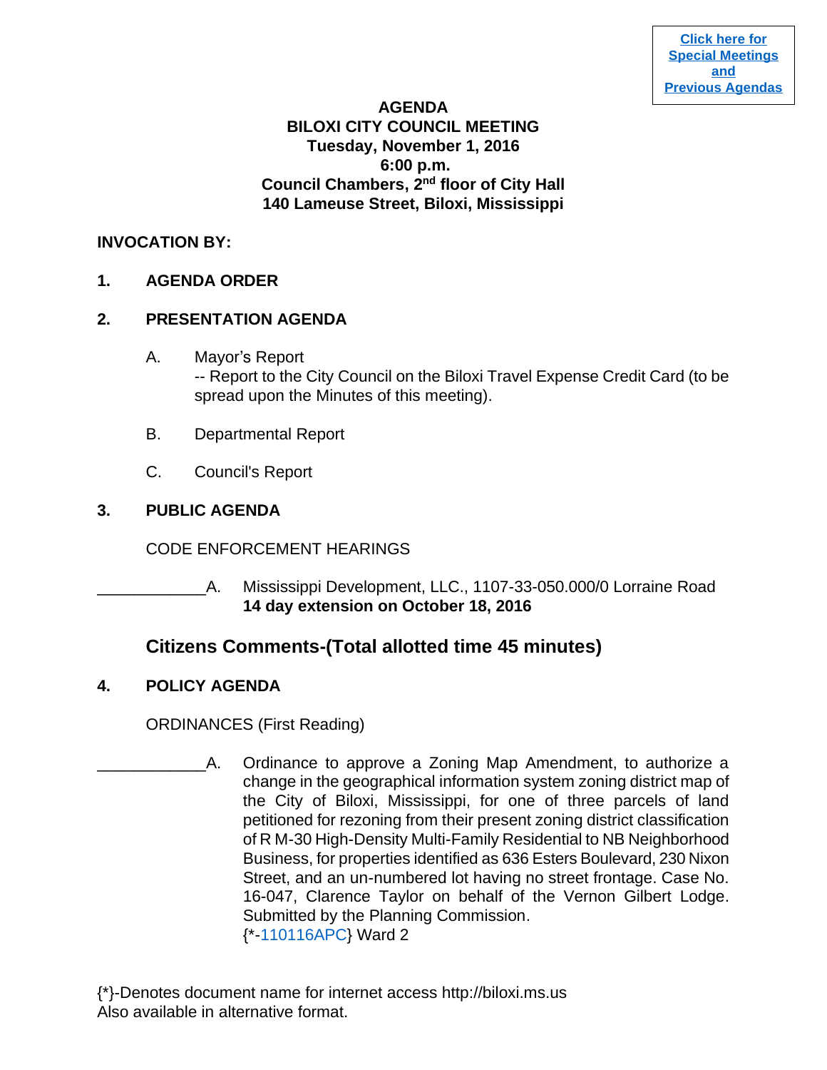[Click here for Special Meetings and Previous Agendas]

# AGENDA
## BILOXI CITY COUNCIL MEETING
**Tuesday, November 1, 2016**
**6:00 p.m.**
**Council Chambers, 2nd floor of City Hall**
**140 Lameuse Street, Biloxi, Mississippi**

**INVOCATION BY:**

**1. AGENDA ORDER**

**2. PRESENTATION AGENDA**

A. Mayor's Report
-- Report to the City Council on the Biloxi Travel Expense Credit Card (to be spread upon the Minutes of this meeting).

B. Departmental Report

C. Council's Report

**3. PUBLIC AGENDA**

CODE ENFORCEMENT HEARINGS

____________A. Mississippi Development, LLC., 1107-33-050.000/0 Lorraine Road
**14 day extension on October 18, 2016**

## Citizens Comments-(Total allotted time 45 minutes)

**4. POLICY AGENDA**

ORDINANCES (First Reading)

____________A. Ordinance to approve a Zoning Map Amendment, to authorize a change in the geographical information system zoning district map of the City of Biloxi, Mississippi, for one of three parcels of land petitioned for rezoning from their present zoning district classification of R M-30 High-Density Multi-Family Residential to NB Neighborhood Business, for properties identified as 636 Esters Boulevard, 230 Nixon Street, and an un-numbered lot having no street frontage. Case No. 16-047, Clarence Taylor on behalf of the Vernon Gilbert Lodge. Submitted by the Planning Commission.
{*-110116APC} Ward 2

{*}-Denotes document name for internet access http://biloxi.ms.us
Also available in alternative format.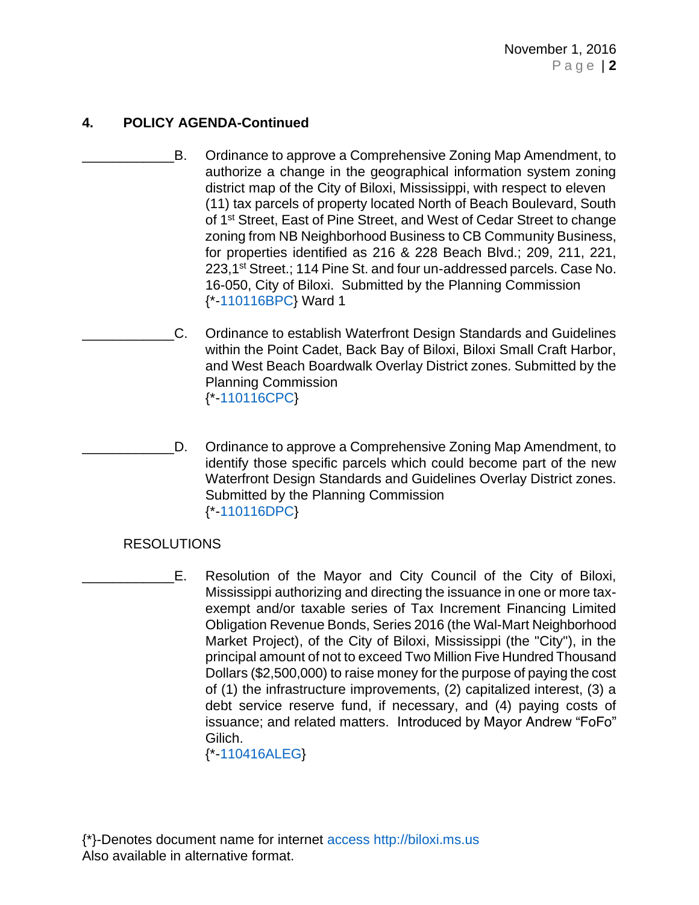## 4. POLICY AGENDA-Continued

____________B. Ordinance to approve a Comprehensive Zoning Map Amendment, to authorize a change in the geographical information system zoning district map of the City of Biloxi, Mississippi, with respect to eleven (11) tax parcels of property located North of Beach Boulevard, South of 1st Street, East of Pine Street, and West of Cedar Street to change zoning from NB Neighborhood Business to CB Community Business, for properties identified as 216 & 228 Beach Blvd.; 209, 211, 221, 223,1st Street.; 114 Pine St. and four un-addressed parcels. Case No. 16-050, City of Biloxi. Submitted by the Planning Commission
{*-110116BPC} Ward 1

____________C. Ordinance to establish Waterfront Design Standards and Guidelines within the Point Cadet, Back Bay of Biloxi, Biloxi Small Craft Harbor, and West Beach Boardwalk Overlay District zones. Submitted by the Planning Commission
{*-110116CPC}

____________D. Ordinance to approve a Comprehensive Zoning Map Amendment, to identify those specific parcels which could become part of the new Waterfront Design Standards and Guidelines Overlay District zones. Submitted by the Planning Commission
{*-110116DPC}

RESOLUTIONS

____________E. Resolution of the Mayor and City Council of the City of Biloxi, Mississippi authorizing and directing the issuance in one or more tax-exempt and/or taxable series of Tax Increment Financing Limited Obligation Revenue Bonds, Series 2016 (the Wal-Mart Neighborhood Market Project), of the City of Biloxi, Mississippi (the "City"), in the principal amount of not to exceed Two Million Five Hundred Thousand Dollars ($2,500,000) to raise money for the purpose of paying the cost of (1) the infrastructure improvements, (2) capitalized interest, (3) a debt service reserve fund, if necessary, and (4) paying costs of issuance; and related matters. Introduced by Mayor Andrew "FoFo" Gilich.
{*-110416ALEG}

{*}-Denotes document name for internet access http://biloxi.ms.us
Also available in alternative format.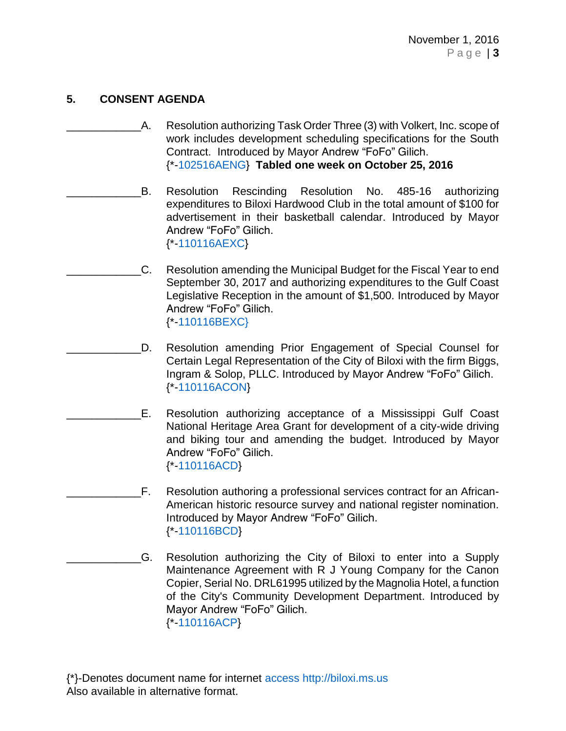## 5. CONSENT AGENDA

____________A. Resolution authorizing Task Order Three (3) with Volkert, Inc. scope of work includes development scheduling specifications for the South Contract. Introduced by Mayor Andrew "FoFo" Gilich.
{*-102516AENG} **Tabled one week on October 25, 2016**

____________B. Resolution Rescinding Resolution No. 485-16 authorizing expenditures to Biloxi Hardwood Club in the total amount of $100 for advertisement in their basketball calendar. Introduced by Mayor Andrew "FoFo" Gilich.
{*-110116AEXC}

____________C. Resolution amending the Municipal Budget for the Fiscal Year to end September 30, 2017 and authorizing expenditures to the Gulf Coast Legislative Reception in the amount of $1,500. Introduced by Mayor Andrew "FoFo" Gilich.
{*-110116BEXC}

____________D. Resolution amending Prior Engagement of Special Counsel for Certain Legal Representation of the City of Biloxi with the firm Biggs, Ingram & Solop, PLLC. Introduced by Mayor Andrew "FoFo" Gilich.
{*-110116ACON}

____________E. Resolution authorizing acceptance of a Mississippi Gulf Coast National Heritage Area Grant for development of a city-wide driving and biking tour and amending the budget. Introduced by Mayor Andrew "FoFo" Gilich.
{*-110116ACD}

____________F. Resolution authoring a professional services contract for an African-American historic resource survey and national register nomination. Introduced by Mayor Andrew "FoFo" Gilich.
{*-110116BCD}

____________G. Resolution authorizing the City of Biloxi to enter into a Supply Maintenance Agreement with R J Young Company for the Canon Copier, Serial No. DRL61995 utilized by the Magnolia Hotel, a function of the City's Community Development Department. Introduced by Mayor Andrew "FoFo" Gilich.
{*-110116ACP}

{*}-Denotes document name for internet access http://biloxi.ms.us
Also available in alternative format.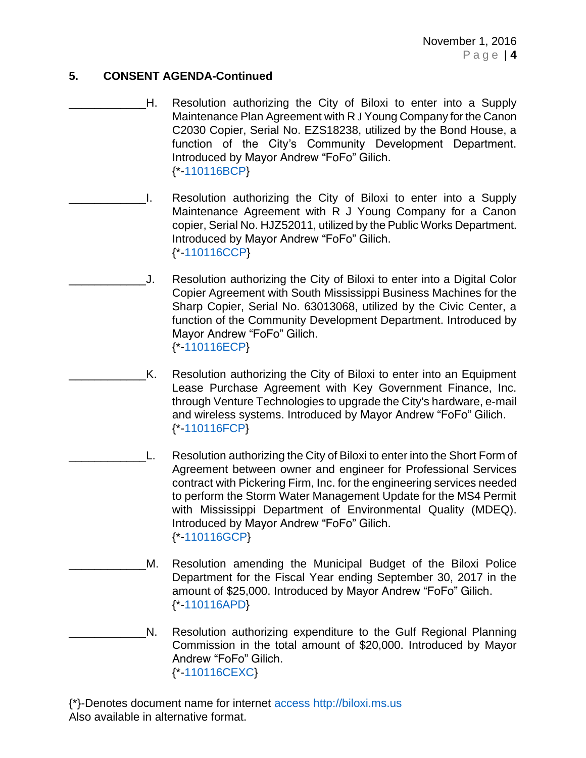## 5. CONSENT AGENDA-Continued

____________H. Resolution authorizing the City of Biloxi to enter into a Supply Maintenance Plan Agreement with R J Young Company for the Canon C2030 Copier, Serial No. EZS18238, utilized by the Bond House, a function of the City's Community Development Department. Introduced by Mayor Andrew "FoFo" Gilich.
{*-110116BCP}

____________I. Resolution authorizing the City of Biloxi to enter into a Supply Maintenance Agreement with R J Young Company for a Canon copier, Serial No. HJZ52011, utilized by the Public Works Department. Introduced by Mayor Andrew "FoFo" Gilich.
{*-110116CCP}

____________J. Resolution authorizing the City of Biloxi to enter into a Digital Color Copier Agreement with South Mississippi Business Machines for the Sharp Copier, Serial No. 63013068, utilized by the Civic Center, a function of the Community Development Department. Introduced by Mayor Andrew "FoFo" Gilich.
{*-110116ECP}

____________K. Resolution authorizing the City of Biloxi to enter into an Equipment Lease Purchase Agreement with Key Government Finance, Inc. through Venture Technologies to upgrade the City's hardware, e-mail and wireless systems. Introduced by Mayor Andrew "FoFo" Gilich.
{*-110116FCP}

____________L. Resolution authorizing the City of Biloxi to enter into the Short Form of Agreement between owner and engineer for Professional Services contract with Pickering Firm, Inc. for the engineering services needed to perform the Storm Water Management Update for the MS4 Permit with Mississippi Department of Environmental Quality (MDEQ). Introduced by Mayor Andrew "FoFo" Gilich.
{*-110116GCP}

____________M. Resolution amending the Municipal Budget of the Biloxi Police Department for the Fiscal Year ending September 30, 2017 in the amount of $25,000. Introduced by Mayor Andrew "FoFo" Gilich.
{*-110116APD}

____________N. Resolution authorizing expenditure to the Gulf Regional Planning Commission in the total amount of $20,000. Introduced by Mayor Andrew "FoFo" Gilich.
{*-110116CEXC}

{*}-Denotes document name for internet access http://biloxi.ms.us
Also available in alternative format.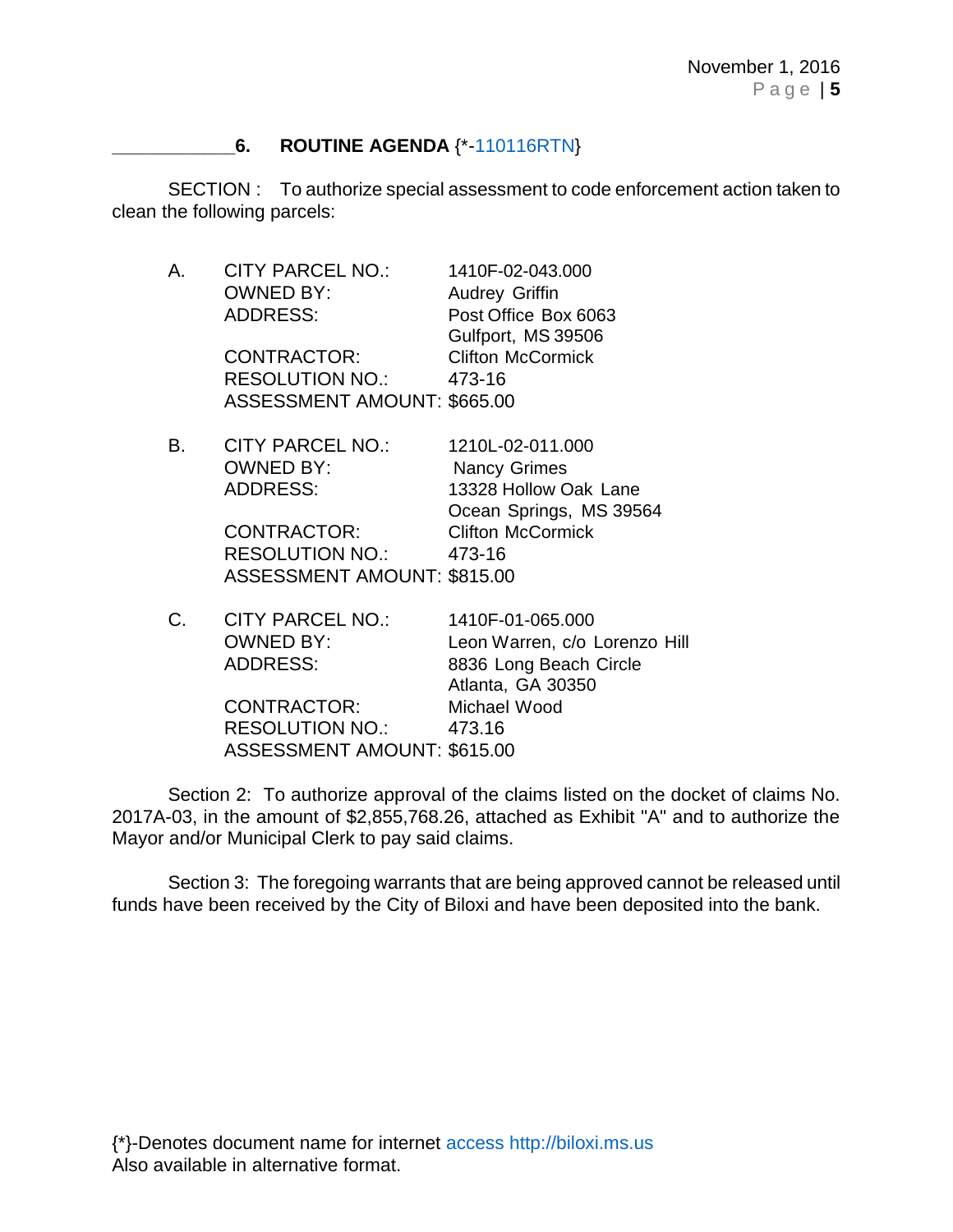**\_\_\_\_\_\_\_\_\_\_\_\_6. ROUTINE AGENDA** {*-110116RTN}

SECTION : To authorize special assessment to code enforcement action taken to clean the following parcels:

A. CITY PARCEL NO.: 1410F-02-043.000
OWNED BY: Audrey Griffin
ADDRESS: Post Office Box 6063
Gulfport, MS 39506
CONTRACTOR: Clifton McCormick
RESOLUTION NO.: 473-16
ASSESSMENT AMOUNT: $665.00

B. CITY PARCEL NO.: 1210L-02-011.000
OWNED BY: Nancy Grimes
ADDRESS: 13328 Hollow Oak Lane
Ocean Springs, MS 39564
CONTRACTOR: Clifton McCormick
RESOLUTION NO.: 473-16
ASSESSMENT AMOUNT: $815.00

C. CITY PARCEL NO.: 1410F-01-065.000
OWNED BY: Leon Warren, c/o Lorenzo Hill
ADDRESS: 8836 Long Beach Circle
Atlanta, GA 30350
CONTRACTOR: Michael Wood
RESOLUTION NO.: 473.16
ASSESSMENT AMOUNT: $615.00

Section 2: To authorize approval of the claims listed on the docket of claims No. 2017A-03, in the amount of $2,855,768.26, attached as Exhibit "A" and to authorize the Mayor and/or Municipal Clerk to pay said claims.

Section 3: The foregoing warrants that are being approved cannot be released until funds have been received by the City of Biloxi and have been deposited into the bank.

{*}-Denotes document name for internet access http://biloxi.ms.us
Also available in alternative format.